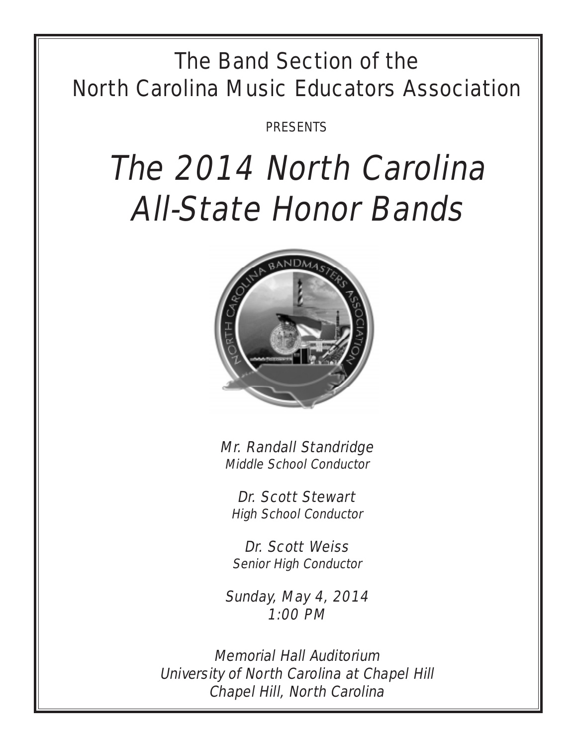The Band Section of the
North Carolina Music Educators Association

PRESENTS

# *The 2014 North Carolina All-State Honor Bands*

*Mr. Randall Standridge*
*Middle School Conductor*

*Dr. Scott Stewart*
*High School Conductor*

*Dr. Scott Weiss*
*Senior High Conductor*

*Sunday, May 4, 2014*
*1:00 PM*

*Memorial Hall Auditorium*
*University of North Carolina at Chapel Hill*
*Chapel Hill, North Carolina*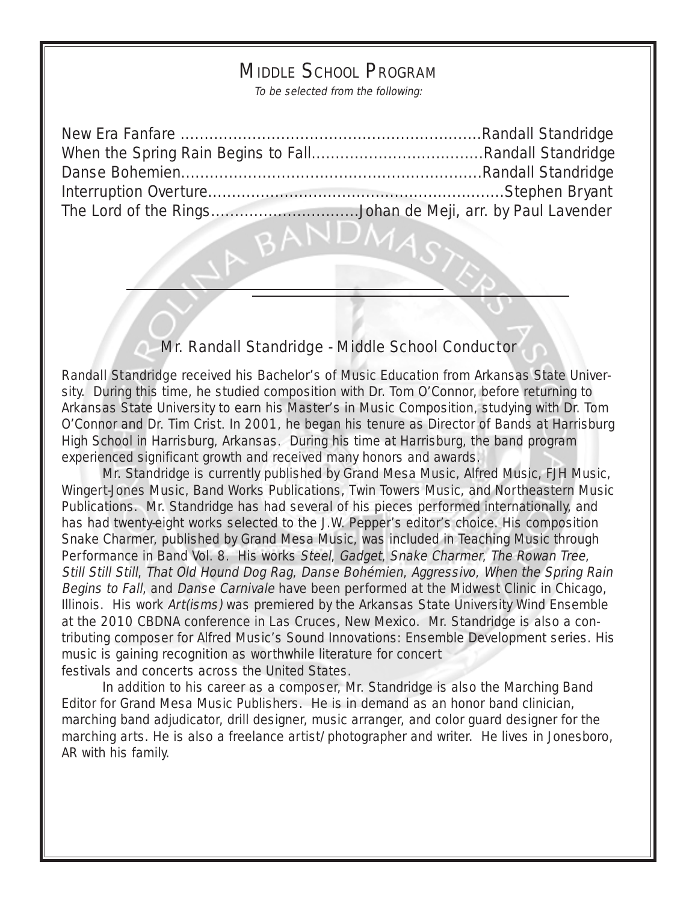# Middle School Program

*To be selected from the following:*

New Era Fanfare ............................................................Randall Standridge
When the Spring Rain Begins to Fall...................................Randall Standridge
Danse Bohemien............................................................Randall Standridge
Interruption Overture...........................................................Stephen Bryant
The Lord of the Rings..............................Johan de Meji, arr. by Paul Lavender

---

## Mr. Randall Standridge - Middle School Conductor

Randall Standridge received his Bachelor's of Music Education from Arkansas State University. During this time, he studied composition with Dr. Tom O'Connor, before returning to Arkansas State University to earn his Master's in Music Composition, studying with Dr. Tom O'Connor and Dr. Tim Crist. In 2001, he began his tenure as Director of Bands at Harrisburg High School in Harrisburg, Arkansas. During his time at Harrisburg, the band program experienced significant growth and received many honors and awards.

Mr. Standridge is currently published by Grand Mesa Music, Alfred Music, FJH Music, Wingert-Jones Music, Band Works Publications, Twin Towers Music, and Northeastern Music Publications. Mr. Standridge has had several of his pieces performed internationally, and has had twenty-eight works selected to the J.W. Pepper's editor's choice. His composition Snake Charmer, published by Grand Mesa Music, was included in Teaching Music through Performance in Band Vol. 8. His works *Steel*, *Gadget*, *Snake Charmer*, *The Rowan Tree*, *Still Still Still*, *That Old Hound Dog Rag*, *Danse Bohémien*, *Aggressivo*, *When the Spring Rain Begins to Fall*, and *Danse Carnivale* have been performed at the Midwest Clinic in Chicago, Illinois. His work *Art(isms)* was premiered by the Arkansas State University Wind Ensemble at the 2010 CBDNA conference in Las Cruces, New Mexico. Mr. Standridge is also a contributing composer for Alfred Music's Sound Innovations: Ensemble Development series. His music is gaining recognition as worthwhile literature for concert festivals and concerts across the United States.

In addition to his career as a composer, Mr. Standridge is also the Marching Band Editor for Grand Mesa Music Publishers. He is in demand as an honor band clinician, marching band adjudicator, drill designer, music arranger, and color guard designer for the marching arts. He is also a freelance artist/photographer and writer. He lives in Jonesboro, AR with his family.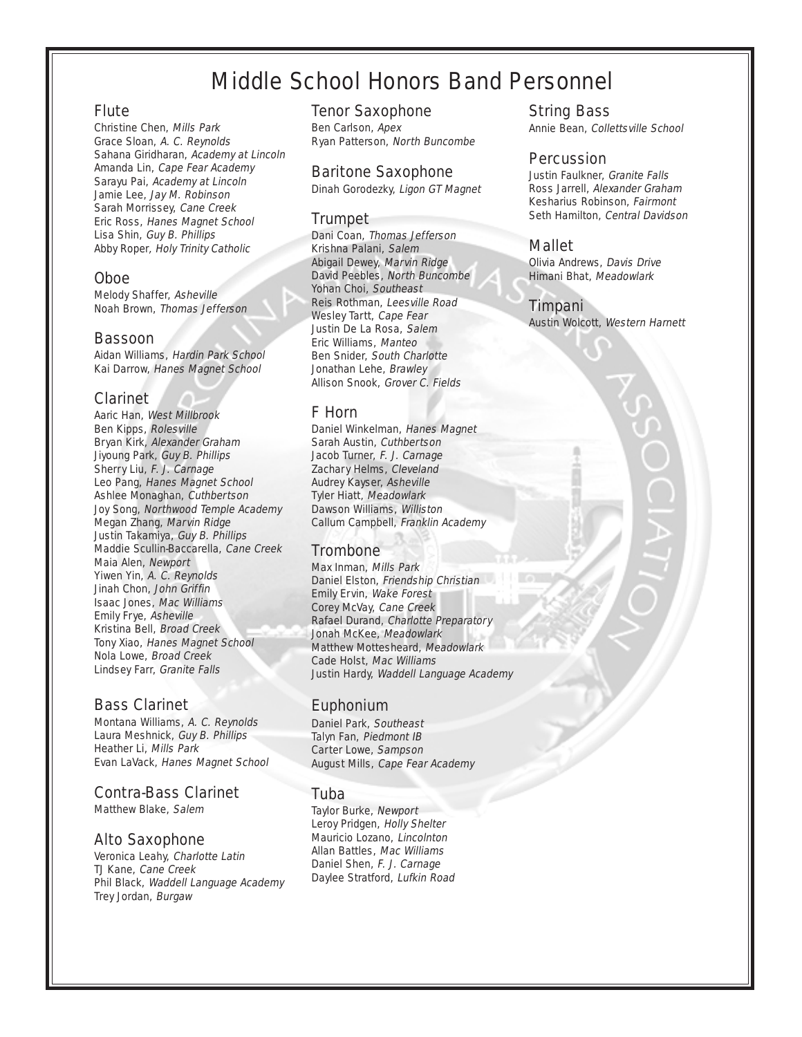# Middle School Honors Band Personnel

## Flute

Christine Chen, *Mills Park*
Grace Sloan, *A. C. Reynolds*
Sahana Giridharan, *Academy at Lincoln*
Amanda Lin, *Cape Fear Academy*
Sarayu Pai, *Academy at Lincoln*
Jamie Lee, *Jay M. Robinson*
Sarah Morrissey, *Cane Creek*
Eric Ross, *Hanes Magnet School*
Lisa Shin, *Guy B. Phillips*
Abby Roper, *Holy Trinity Catholic*

## Oboe

Melody Shaffer, *Asheville*
Noah Brown, *Thomas Jefferson*

## Bassoon

Aidan Williams, *Hardin Park School*
Kai Darrow, *Hanes Magnet School*

## Clarinet

Aaric Han, *West Millbrook*
Ben Kipps, *Rolesville*
Bryan Kirk, *Alexander Graham*
Jiyoung Park, *Guy B. Phillips*
Sherry Liu, *F. J. Carnage*
Leo Pang, *Hanes Magnet School*
Ashlee Monaghan, *Cuthbertson*
Joy Song, *Northwood Temple Academy*
Megan Zhang, *Marvin Ridge*
Justin Takamiya, *Guy B. Phillips*
Maddie Scullin-Baccarella, *Cane Creek*
Maia Alen, *Newport*
Yiwen Yin, *A. C. Reynolds*
Jinah Chon, *John Griffin*
Isaac Jones, *Mac Williams*
Emily Frye, *Asheville*
Kristina Bell, *Broad Creek*
Tony Xiao, *Hanes Magnet School*
Nola Lowe, *Broad Creek*
Lindsey Farr, *Granite Falls*

## Bass Clarinet

Montana Williams, *A. C. Reynolds*
Laura Meshnick, *Guy B. Phillips*
Heather Li, *Mills Park*
Evan LaVack, *Hanes Magnet School*

## Contra-Bass Clarinet

Matthew Blake, *Salem*

## Alto Saxophone

Veronica Leahy, *Charlotte Latin*
TJ Kane, *Cane Creek*
Phil Black, *Waddell Language Academy*
Trey Jordan, *Burgaw*

## Tenor Saxophone

Ben Carlson, *Apex*
Ryan Patterson, *North Buncombe*

## Baritone Saxophone

Dinah Gorodezky, *Ligon GT Magnet*

## Trumpet

Dani Coan, *Thomas Jefferson*
Krishna Palani, *Salem*
Abigail Dewey, *Marvin Ridge*
David Peebles, *North Buncombe*
Yohan Choi, *Southeast*
Reis Rothman, *Leesville Road*
Wesley Tartt, *Cape Fear*
Justin De La Rosa, *Salem*
Eric Williams, *Manteo*
Ben Snider, *South Charlotte*
Jonathan Lehe, *Brawley*
Allison Snook, *Grover C. Fields*

## F Horn

Daniel Winkelman, *Hanes Magnet*
Sarah Austin, *Cuthbertson*
Jacob Turner, *F. J. Carnage*
Zachary Helms, *Cleveland*
Audrey Kayser, *Asheville*
Tyler Hiatt, *Meadowlark*
Dawson Williams, *Williston*
Callum Campbell, *Franklin Academy*

## Trombone

Max Inman, *Mills Park*
Daniel Elston, *Friendship Christian*
Emily Ervin, *Wake Forest*
Corey McVay, *Cane Creek*
Rafael Durand, *Charlotte Preparatory*
Jonah McKee, *Meadowlark*
Matthew Mottesheard, *Meadowlark*
Cade Holst, *Mac Williams*
Justin Hardy, *Waddell Language Academy*

## Euphonium

Daniel Park, *Southeast*
Talyn Fan, *Piedmont IB*
Carter Lowe, *Sampson*
August Mills, *Cape Fear Academy*

## Tuba

Taylor Burke, *Newport*
Leroy Pridgen, *Holly Shelter*
Mauricio Lozano, *Lincolnton*
Allan Battles, *Mac Williams*
Daniel Shen, *F. J. Carnage*
Daylee Stratford, *Lufkin Road*

## String Bass

Annie Bean, *Collettsville School*

## Percussion

Justin Faulkner, *Granite Falls*
Ross Jarrell, *Alexander Graham*
Kesharius Robinson, *Fairmont*
Seth Hamilton, *Central Davidson*

## Mallet

Olivia Andrews, *Davis Drive*
Himani Bhat, *Meadowlark*

## Timpani

Austin Wolcott, *Western Harnett*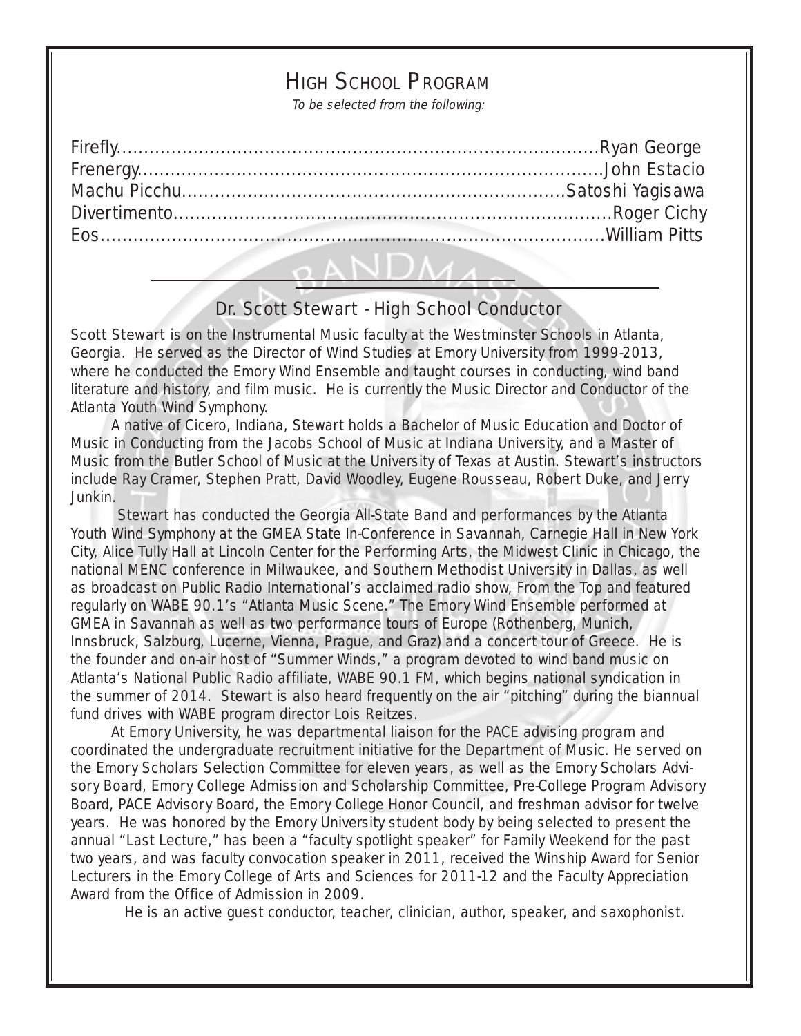## High School Program

*To be selected from the following:*

Firefly...........................................................................................Ryan George
Frenergy.........................................................................................John Estacio
Machu Picchu...........................................................................Satoshi Yagisawa
Divertimento.....................................................................................Roger Cichy
Eos...................................................................................................William Pitts

---

### Dr. Scott Stewart - High School Conductor

Scott Stewart is on the Instrumental Music faculty at the Westminster Schools in Atlanta, Georgia. He served as the Director of Wind Studies at Emory University from 1999-2013, where he conducted the Emory Wind Ensemble and taught courses in conducting, wind band literature and history, and film music. He is currently the Music Director and Conductor of the Atlanta Youth Wind Symphony.

A native of Cicero, Indiana, Stewart holds a Bachelor of Music Education and Doctor of Music in Conducting from the Jacobs School of Music at Indiana University, and a Master of Music from the Butler School of Music at the University of Texas at Austin. Stewart's instructors include Ray Cramer, Stephen Pratt, David Woodley, Eugene Rousseau, Robert Duke, and Jerry Junkin.

Stewart has conducted the Georgia All-State Band and performances by the Atlanta Youth Wind Symphony at the GMEA State In-Conference in Savannah, Carnegie Hall in New York City, Alice Tully Hall at Lincoln Center for the Performing Arts, the Midwest Clinic in Chicago, the national MENC conference in Milwaukee, and Southern Methodist University in Dallas, as well as broadcast on Public Radio International's acclaimed radio show, From the Top and featured regularly on WABE 90.1's "Atlanta Music Scene." The Emory Wind Ensemble performed at GMEA in Savannah as well as two performance tours of Europe (Rothenberg, Munich, Innsbruck, Salzburg, Lucerne, Vienna, Prague, and Graz) and a concert tour of Greece. He is the founder and on-air host of "Summer Winds," a program devoted to wind band music on Atlanta's National Public Radio affiliate, WABE 90.1 FM, which begins national syndication in the summer of 2014. Stewart is also heard frequently on the air "pitching" during the biannual fund drives with WABE program director Lois Reitzes.

At Emory University, he was departmental liaison for the PACE advising program and coordinated the undergraduate recruitment initiative for the Department of Music. He served on the Emory Scholars Selection Committee for eleven years, as well as the Emory Scholars Advisory Board, Emory College Admission and Scholarship Committee, Pre-College Program Advisory Board, PACE Advisory Board, the Emory College Honor Council, and freshman advisor for twelve years. He was honored by the Emory University student body by being selected to present the annual "Last Lecture," has been a "faculty spotlight speaker" for Family Weekend for the past two years, and was faculty convocation speaker in 2011, received the Winship Award for Senior Lecturers in the Emory College of Arts and Sciences for 2011-12 and the Faculty Appreciation Award from the Office of Admission in 2009.

He is an active guest conductor, teacher, clinician, author, speaker, and saxophonist.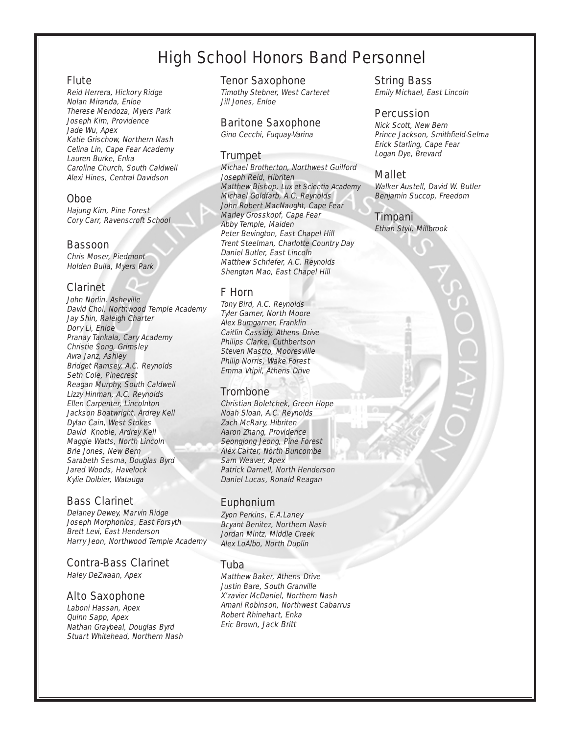# High School Honors Band Personnel

## Flute

*Reid Herrera, Hickory Ridge*
*Nolan Miranda, Enloe*
*Therese Mendoza, Myers Park*
*Joseph Kim, Providence*
*Jade Wu, Apex*
*Katie Grischow, Northern Nash*
*Celina Lin, Cape Fear Academy*
*Lauren Burke, Enka*
*Caroline Church, South Caldwell*
*Alexi Hines, Central Davidson*

## Oboe

*Hajung Kim, Pine Forest*
*Cory Carr, Ravenscroft School*

## Bassoon

*Chris Moser, Piedmont*
*Holden Bulla, Myers Park*

## Clarinet

*John Norlin. Asheville*
*David Choi, Northwood Temple Academy*
*Jay Shin, Raleigh Charter*
*Dory Li, Enloe*
*Pranay Tankala, Cary Academy*
*Christie Song, Grimsley*
*Avra Janz, Ashley*
*Bridget Ramsey, A.C. Reynolds*
*Seth Cole, Pinecrest*
*Reagan Murphy, South Caldwell*
*Lizzy Hinman, A.C. Reynolds*
*Ellen Carpenter, Lincolnton*
*Jackson Boatwright, Ardrey Kell*
*Dylan Cain, West Stokes*
*David Knoble, Ardrey Kell*
*Maggie Watts, North Lincoln*
*Brie Jones, New Bern*
*Sarabeth Sesma, Douglas Byrd*
*Jared Woods, Havelock*
*Kylie Dolbier, Watauga*

## Bass Clarinet

*Delaney Dewey, Marvin Ridge*
*Joseph Morphonios, East Forsyth*
*Brett Levi, East Henderson*
*Harry Jeon, Northwood Temple Academy*

## Contra-Bass Clarinet

*Haley DeZwaan, Apex*

## Alto Saxophone

*Laboni Hassan, Apex*
*Quinn Sapp, Apex*
*Nathan Graybeal, Douglas Byrd*
*Stuart Whitehead, Northern Nash*

## Tenor Saxophone

*Timothy Stebner, West Carteret*
*Jill Jones, Enloe*

## Baritone Saxophone

*Gino Cecchi, Fuquay-Varina*

## Trumpet

*Michael Brotherton, Northwest Guilford*
*Joseph Reid, Hibriten*
*Matthew Bishop, Lux et Scientia Academy*
*Michael Goldfarb, A.C. Reynolds*
*John Robert MacNaught, Cape Fear*
*Marley Grosskopf, Cape Fear*
*Abby Temple, Maiden*
*Peter Bevington, East Chapel Hill*
*Trent Steelman, Charlotte Country Day*
*Daniel Butler, East Lincoln*
*Matthew Schriefer, A.C. Reynolds*
*Shengtan Mao, East Chapel Hill*

## F Horn

*Tony Bird, A.C. Reynolds*
*Tyler Garner, North Moore*
*Alex Bumgarner, Franklin*
*Caitlin Cassidy, Athens Drive*
*Philips Clarke, Cuthbertson*
*Steven Mastro, Mooresville*
*Philip Norris, Wake Forest*
*Emma Vtipil, Athens Drive*

## Trombone

*Christian Boletchek, Green Hope*
*Noah Sloan, A.C. Reynolds*
*Zach McRary, Hibriten*
*Aaron Zhang, Providence*
*Seongjong Jeong, Pine Forest*
*Alex Carter, North Buncombe*
*Sam Weaver, Apex*
*Patrick Darnell, North Henderson*
*Daniel Lucas, Ronald Reagan*

## Euphonium

*Zyon Perkins, E.A.Laney*
*Bryant Benitez, Northern Nash*
*Jordan Mintz, Middle Creek*
*Alex LoAlbo, North Duplin*

## Tuba

*Matthew Baker, Athens Drive*
*Justin Bare, South Granville*
*X'zavier McDaniel, Northern Nash*
*Amani Robinson, Northwest Cabarrus*
*Robert Rhinehart, Enka*
*Eric Brown, Jack Britt*

## String Bass

*Emily Michael, East Lincoln*

## Percussion

*Nick Scott, New Bern*
*Prince Jackson, Smithfield-Selma*
*Erick Starling, Cape Fear*
*Logan Dye, Brevard*

## Mallet

*Walker Austell, David W. Butler*
*Benjamin Succop, Freedom*

## Timpani

*Ethan Styll, Millbrook*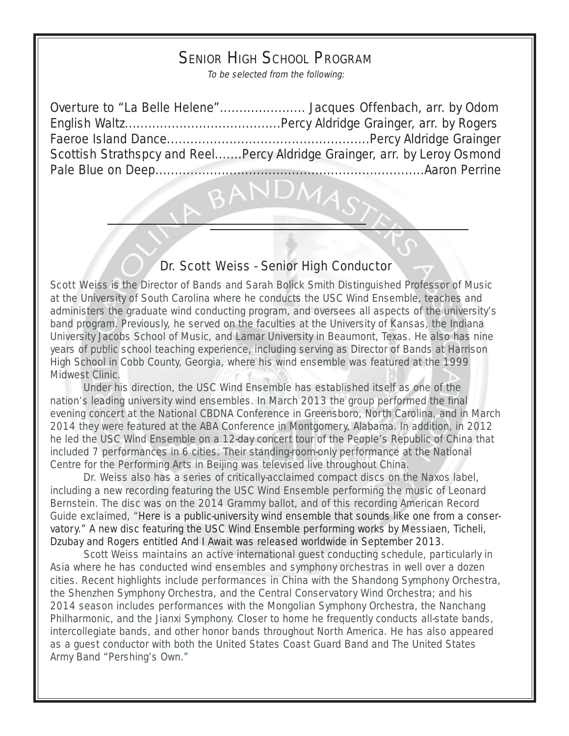## Senior High School Program

*To be selected from the following:*

Overture to "La Belle Helene"...................... Jacques Offenbach, arr. by Odom
English Waltz........................................Percy Aldridge Grainger, arr. by Rogers
Faeroe Island Dance....................................................Percy Aldridge Grainger
Scottish Strathspcy and Reel.......Percy Aldridge Grainger, arr. by Leroy Osmond
Pale Blue on Deep....................................................................Aaron Perrine

---

### Dr. Scott Weiss - Senior High Conductor

Scott Weiss is the Director of Bands and Sarah Bolick Smith Distinguished Professor of Music at the University of South Carolina where he conducts the USC Wind Ensemble, teaches and administers the graduate wind conducting program, and oversees all aspects of the university's band program. Previously, he served on the faculties at the University of Kansas, the Indiana University Jacobs School of Music, and Lamar University in Beaumont, Texas. He also has nine years of public school teaching experience, including serving as Director of Bands at Harrison High School in Cobb County, Georgia, where his wind ensemble was featured at the 1999 Midwest Clinic.

Under his direction, the USC Wind Ensemble has established itself as one of the nation's leading university wind ensembles. In March 2013 the group performed the final evening concert at the National CBDNA Conference in Greensboro, North Carolina, and in March 2014 they were featured at the ABA Conference in Montgomery, Alabama. In addition, in 2012 he led the USC Wind Ensemble on a 12-day concert tour of the People's Republic of China that included 7 performances in 6 cities. Their standing-room-only performance at the National Centre for the Performing Arts in Beijing was televised live throughout China.

Dr. Weiss also has a series of critically-acclaimed compact discs on the Naxos label, including a new recording featuring the USC Wind Ensemble performing the music of Leonard Bernstein. The disc was on the 2014 Grammy ballot, and of this recording American Record Guide exclaimed, "Here is a public-university wind ensemble that sounds like one from a conservatory." A new disc featuring the USC Wind Ensemble performing works by Messiaen, Ticheli, Dzubay and Rogers entitled And I Await was released worldwide in September 2013.

Scott Weiss maintains an active international guest conducting schedule, particularly in Asia where he has conducted wind ensembles and symphony orchestras in well over a dozen cities. Recent highlights include performances in China with the Shandong Symphony Orchestra, the Shenzhen Symphony Orchestra, and the Central Conservatory Wind Orchestra; and his 2014 season includes performances with the Mongolian Symphony Orchestra, the Nanchang Philharmonic, and the Jianxi Symphony. Closer to home he frequently conducts all-state bands, intercollegiate bands, and other honor bands throughout North America. He has also appeared as a guest conductor with both the United States Coast Guard Band and The United States Army Band "Pershing's Own."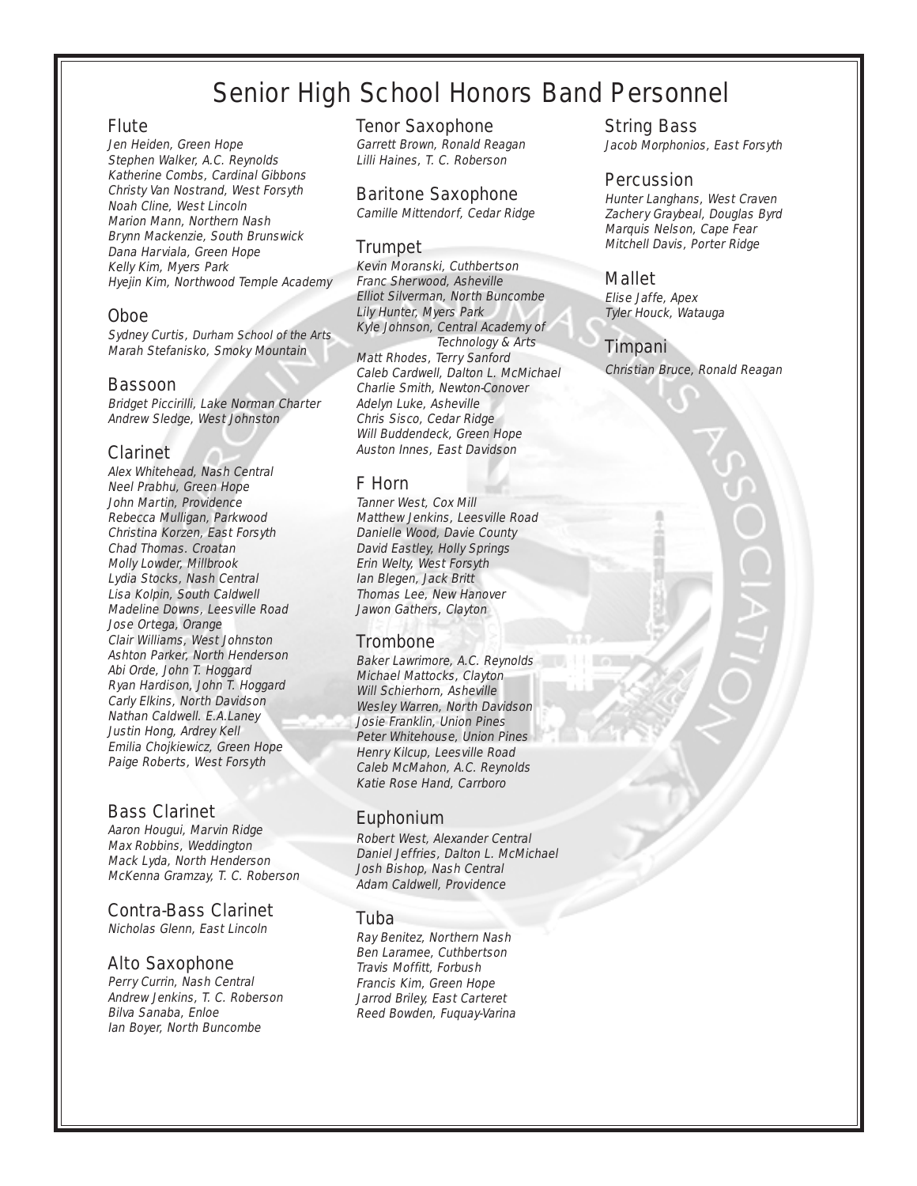# Senior High School Honors Band Personnel

## Flute

*Jen Heiden, Green Hope*
*Stephen Walker, A.C. Reynolds*
*Katherine Combs, Cardinal Gibbons*
*Christy Van Nostrand, West Forsyth*
*Noah Cline, West Lincoln*
*Marion Mann, Northern Nash*
*Brynn Mackenzie, South Brunswick*
*Dana Harviala, Green Hope*
*Kelly Kim, Myers Park*
*Hyejin Kim, Northwood Temple Academy*

## Oboe

*Sydney Curtis, Durham School of the Arts*
*Marah Stefanisko, Smoky Mountain*

## Bassoon

*Bridget Piccirilli, Lake Norman Charter*
*Andrew Sledge, West Johnston*

## Clarinet

*Alex Whitehead, Nash Central*
*Neel Prabhu, Green Hope*
*John Martin, Providence*
*Rebecca Mulligan, Parkwood*
*Christina Korzen, East Forsyth*
*Chad Thomas. Croatan*
*Molly Lowder, Millbrook*
*Lydia Stocks, Nash Central*
*Lisa Kolpin, South Caldwell*
*Madeline Downs, Leesville Road*
*Jose Ortega, Orange*
*Clair Williams, West Johnston*
*Ashton Parker, North Henderson*
*Abi Orde, John T. Hoggard*
*Ryan Hardison, John T. Hoggard*
*Carly Elkins, North Davidson*
*Nathan Caldwell. E.A.Laney*
*Justin Hong, Ardrey Kell*
*Emilia Chojkiewicz, Green Hope*
*Paige Roberts, West Forsyth*

## Bass Clarinet

*Aaron Hougui, Marvin Ridge*
*Max Robbins, Weddington*
*Mack Lyda, North Henderson*
*McKenna Gramzay, T. C. Roberson*

## Contra-Bass Clarinet

*Nicholas Glenn, East Lincoln*

## Alto Saxophone

*Perry Currin, Nash Central*
*Andrew Jenkins, T. C. Roberson*
*Bilva Sanaba, Enloe*
*Ian Boyer, North Buncombe*

## Tenor Saxophone

*Garrett Brown, Ronald Reagan*
*Lilli Haines, T. C. Roberson*

## Baritone Saxophone

*Camille Mittendorf, Cedar Ridge*

## Trumpet

*Kevin Moranski, Cuthbertson*
*Franc Sherwood, Asheville*
*Elliot Silverman, North Buncombe*
*Lily Hunter, Myers Park*
*Kyle Johnson, Central Academy of Technology & Arts*
*Matt Rhodes, Terry Sanford*
*Caleb Cardwell, Dalton L. McMichael*
*Charlie Smith, Newton-Conover*
*Adelyn Luke, Asheville*
*Chris Sisco, Cedar Ridge*
*Will Buddendeck, Green Hope*
*Auston Innes, East Davidson*

## F Horn

*Tanner West, Cox Mill*
*Matthew Jenkins, Leesville Road*
*Danielle Wood, Davie County*
*David Eastley, Holly Springs*
*Erin Welty, West Forsyth*
*Ian Blegen, Jack Britt*
*Thomas Lee, New Hanover*
*Jawon Gathers, Clayton*

## Trombone

*Baker Lawrimore, A.C. Reynolds*
*Michael Mattocks, Clayton*
*Will Schierhorn, Asheville*
*Wesley Warren, North Davidson*
*Josie Franklin, Union Pines*
*Peter Whitehouse, Union Pines*
*Henry Kilcup, Leesville Road*
*Caleb McMahon, A.C. Reynolds*
*Katie Rose Hand, Carrboro*

## Euphonium

*Robert West, Alexander Central*
*Daniel Jeffries, Dalton L. McMichael*
*Josh Bishop, Nash Central*
*Adam Caldwell, Providence*

## Tuba

*Ray Benitez, Northern Nash*
*Ben Laramee, Cuthbertson*
*Travis Moffitt, Forbush*
*Francis Kim, Green Hope*
*Jarrod Briley, East Carteret*
*Reed Bowden, Fuquay-Varina*

## String Bass

*Jacob Morphonios, East Forsyth*

## Percussion

*Hunter Langhans, West Craven*
*Zachery Graybeal, Douglas Byrd*
*Marquis Nelson, Cape Fear*
*Mitchell Davis, Porter Ridge*

## Mallet

*Elise Jaffe, Apex*
*Tyler Houck, Watauga*

## Timpani

*Christian Bruce, Ronald Reagan*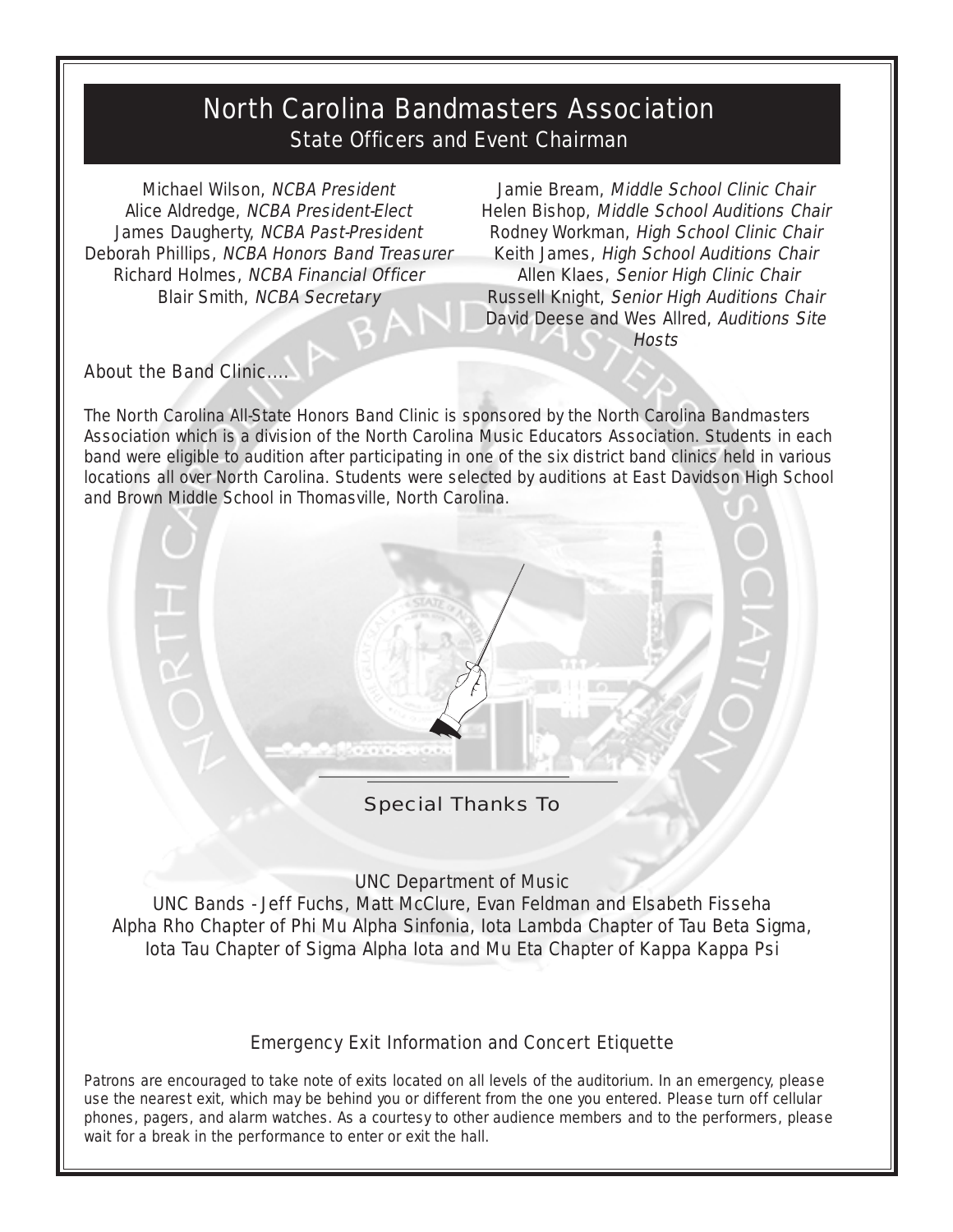# North Carolina Bandmasters Association

## State Officers and Event Chairman

Michael Wilson, *NCBA President*
Alice Aldredge, *NCBA President-Elect*
James Daugherty, *NCBA Past-President*
Deborah Phillips, *NCBA Honors Band Treasurer*
Richard Holmes, *NCBA Financial Officer*
Blair Smith, *NCBA Secretary*

Jamie Bream, *Middle School Clinic Chair*
Helen Bishop, *Middle School Auditions Chair*
Rodney Workman, *High School Clinic Chair*
Keith James, *High School Auditions Chair*
Allen Klaes, *Senior High Clinic Chair*
Russell Knight, *Senior High Auditions Chair*
David Deese and Wes Allred, *Auditions Site Hosts*

### About the Band Clinic....

The North Carolina All-State Honors Band Clinic is sponsored by the North Carolina Bandmasters Association which is a division of the North Carolina Music Educators Association. Students in each band were eligible to audition after participating in one of the six district band clinics held in various locations all over North Carolina. Students were selected by auditions at East Davidson High School and Brown Middle School in Thomasville, North Carolina.

## Special Thanks To

UNC Department of Music
UNC Bands - Jeff Fuchs, Matt McClure, Evan Feldman and Elsabeth Fisseha
Alpha Rho Chapter of Phi Mu Alpha Sinfonia, Iota Lambda Chapter of Tau Beta Sigma, Iota Tau Chapter of Sigma Alpha Iota and Mu Eta Chapter of Kappa Kappa Psi

### Emergency Exit Information and Concert Etiquette

Patrons are encouraged to take note of exits located on all levels of the auditorium. In an emergency, please use the nearest exit, which may be behind you or different from the one you entered. Please turn off cellular phones, pagers, and alarm watches. As a courtesy to other audience members and to the performers, please wait for a break in the performance to enter or exit the hall.